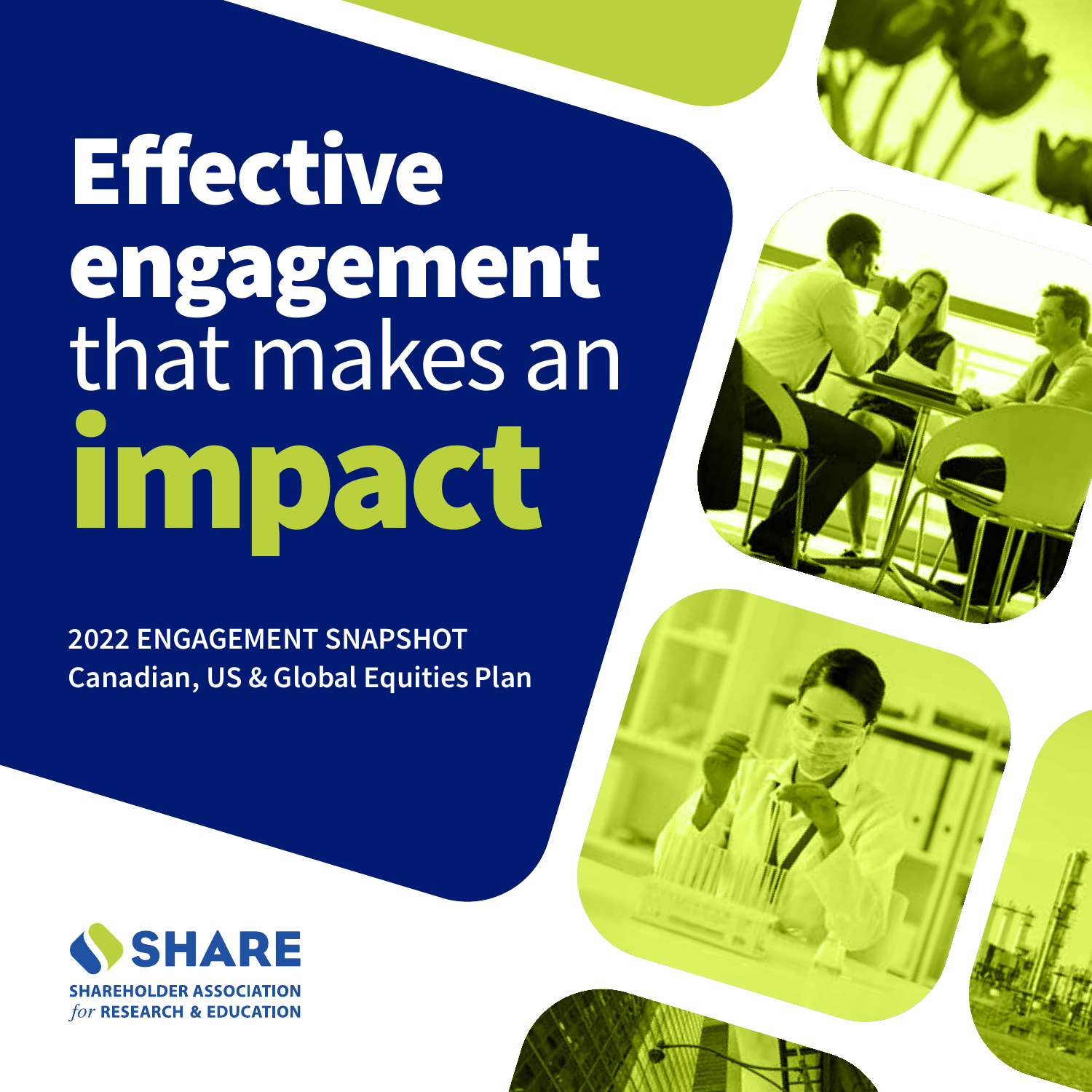# Effective engagement that makes an impact

**2022 ENGAGEMENT SNAPSHOT**
**Canadian, US & Global Equities Plan**

SHARE
SHAREHOLDER ASSOCIATION *for* RESEARCH & EDUCATION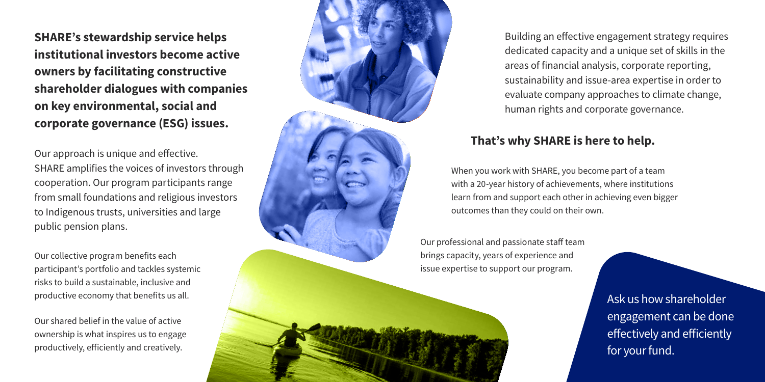**SHARE's stewardship service helps institutional investors become active owners by facilitating constructive shareholder dialogues with companies on key environmental, social and corporate governance (ESG) issues.**

Our approach is unique and effective. SHARE amplifies the voices of investors through cooperation. Our program participants range from small foundations and religious investors to Indigenous trusts, universities and large public pension plans.

Our collective program benefits each participant's portfolio and tackles systemic risks to build a sustainable, inclusive and productive economy that benefits us all.

Our shared belief in the value of active ownership is what inspires us to engage productively, efficiently and creatively.

Building an effective engagement strategy requires dedicated capacity and a unique set of skills in the areas of financial analysis, corporate reporting, sustainability and issue-area expertise in order to evaluate company approaches to climate change, human rights and corporate governance.

## That's why SHARE is here to help.

When you work with SHARE, you become part of a team with a 20-year history of achievements, where institutions learn from and support each other in achieving even bigger outcomes than they could on their own.

Our professional and passionate staff team brings capacity, years of experience and issue expertise to support our program.

Ask us how shareholder engagement can be done effectively and efficiently for your fund.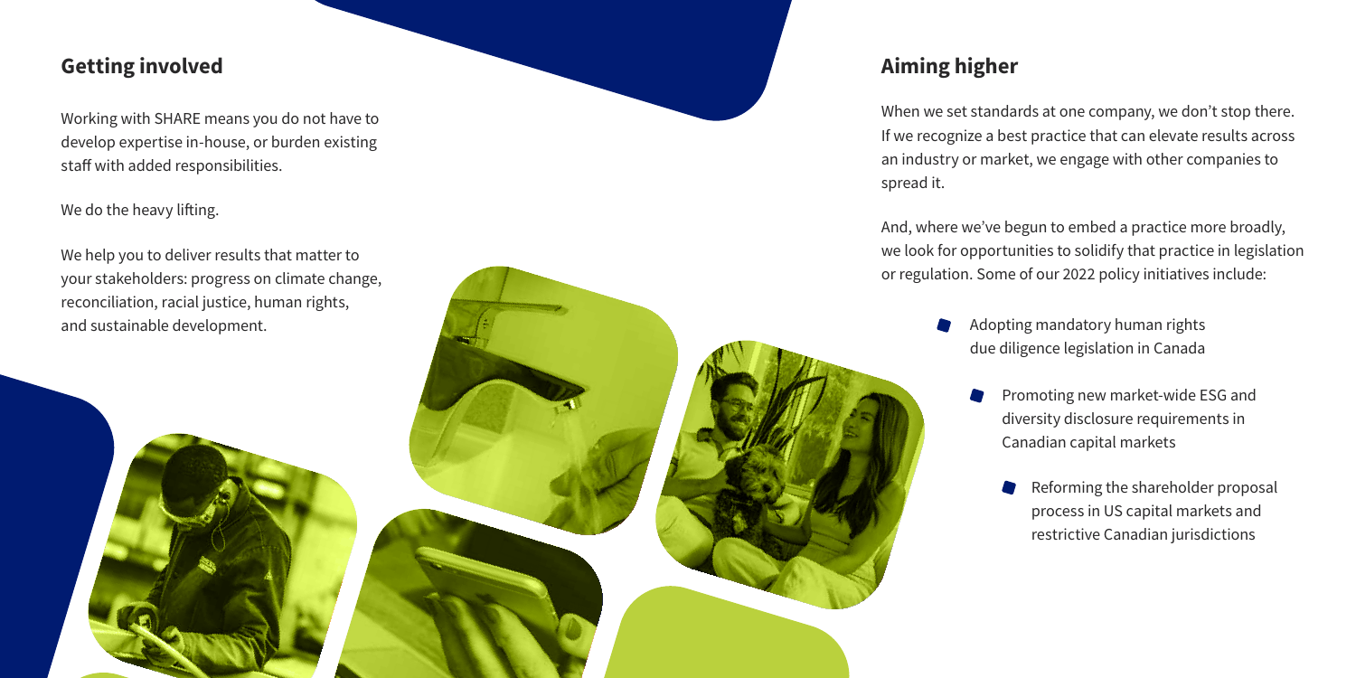## Getting involved

Working with SHARE means you do not have to develop expertise in-house, or burden existing staff with added responsibilities.

We do the heavy lifting.

We help you to deliver results that matter to your stakeholders: progress on climate change, reconciliation, racial justice, human rights, and sustainable development.

## Aiming higher

When we set standards at one company, we don't stop there. If we recognize a best practice that can elevate results across an industry or market, we engage with other companies to spread it.

And, where we've begun to embed a practice more broadly, we look for opportunities to solidify that practice in legislation or regulation. Some of our 2022 policy initiatives include:

- Adopting mandatory human rights due diligence legislation in Canada
- Promoting new market-wide ESG and diversity disclosure requirements in Canadian capital markets
- Reforming the shareholder proposal process in US capital markets and restrictive Canadian jurisdictions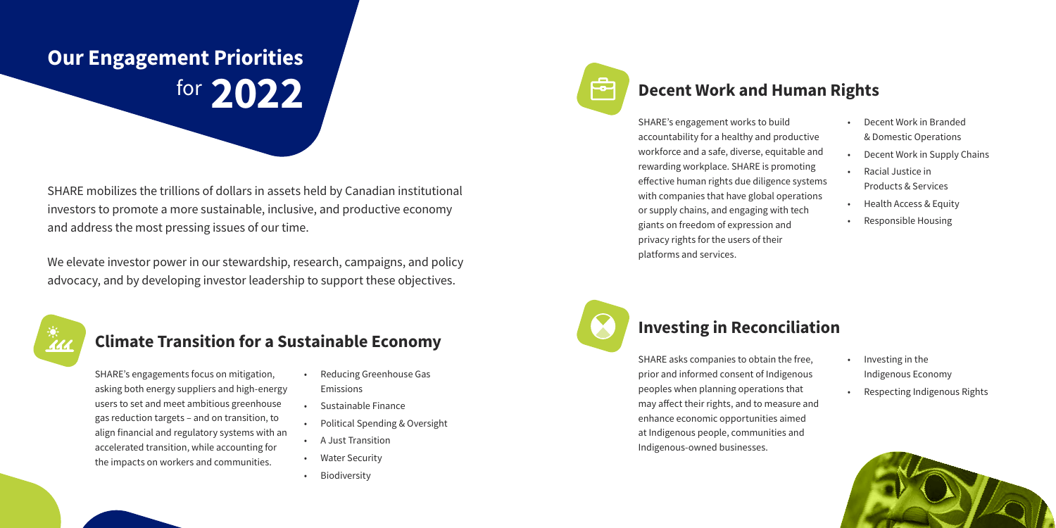# Our Engagement Priorities for 2022

SHARE mobilizes the trillions of dollars in assets held by Canadian institutional investors to promote a more sustainable, inclusive, and productive economy and address the most pressing issues of our time.

We elevate investor power in our stewardship, research, campaigns, and policy advocacy, and by developing investor leadership to support these objectives.

## Climate Transition for a Sustainable Economy

SHARE's engagements focus on mitigation, asking both energy suppliers and high-energy users to set and meet ambitious greenhouse gas reduction targets – and on transition, to align financial and regulatory systems with an accelerated transition, while accounting for the impacts on workers and communities.

- Reducing Greenhouse Gas Emissions
- Sustainable Finance
- Political Spending & Oversight
- A Just Transition
- Water Security
- Biodiversity

## Decent Work and Human Rights

SHARE's engagement works to build accountability for a healthy and productive workforce and a safe, diverse, equitable and rewarding workplace. SHARE is promoting effective human rights due diligence systems with companies that have global operations or supply chains, and engaging with tech giants on freedom of expression and privacy rights for the users of their platforms and services.

- Decent Work in Branded & Domestic Operations
- Decent Work in Supply Chains
- Racial Justice in Products & Services
- Health Access & Equity
- Responsible Housing

## Investing in Reconciliation

SHARE asks companies to obtain the free, prior and informed consent of Indigenous peoples when planning operations that may affect their rights, and to measure and enhance economic opportunities aimed at Indigenous people, communities and Indigenous-owned businesses.

- Investing in the Indigenous Economy
- Respecting Indigenous Rights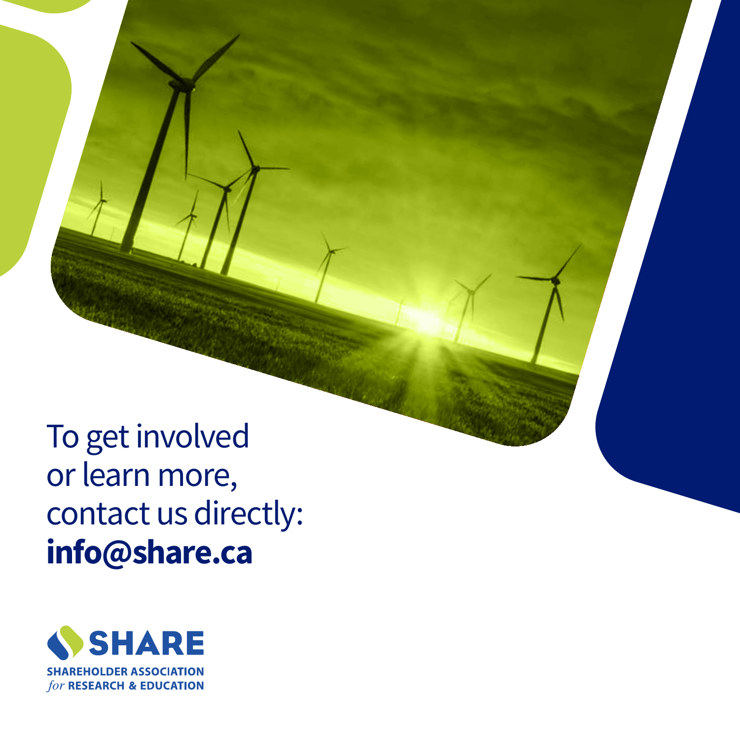To get involved
or learn more,
contact us directly:
**info@share.ca**

SHARE
SHAREHOLDER ASSOCIATION
*for* RESEARCH & EDUCATION